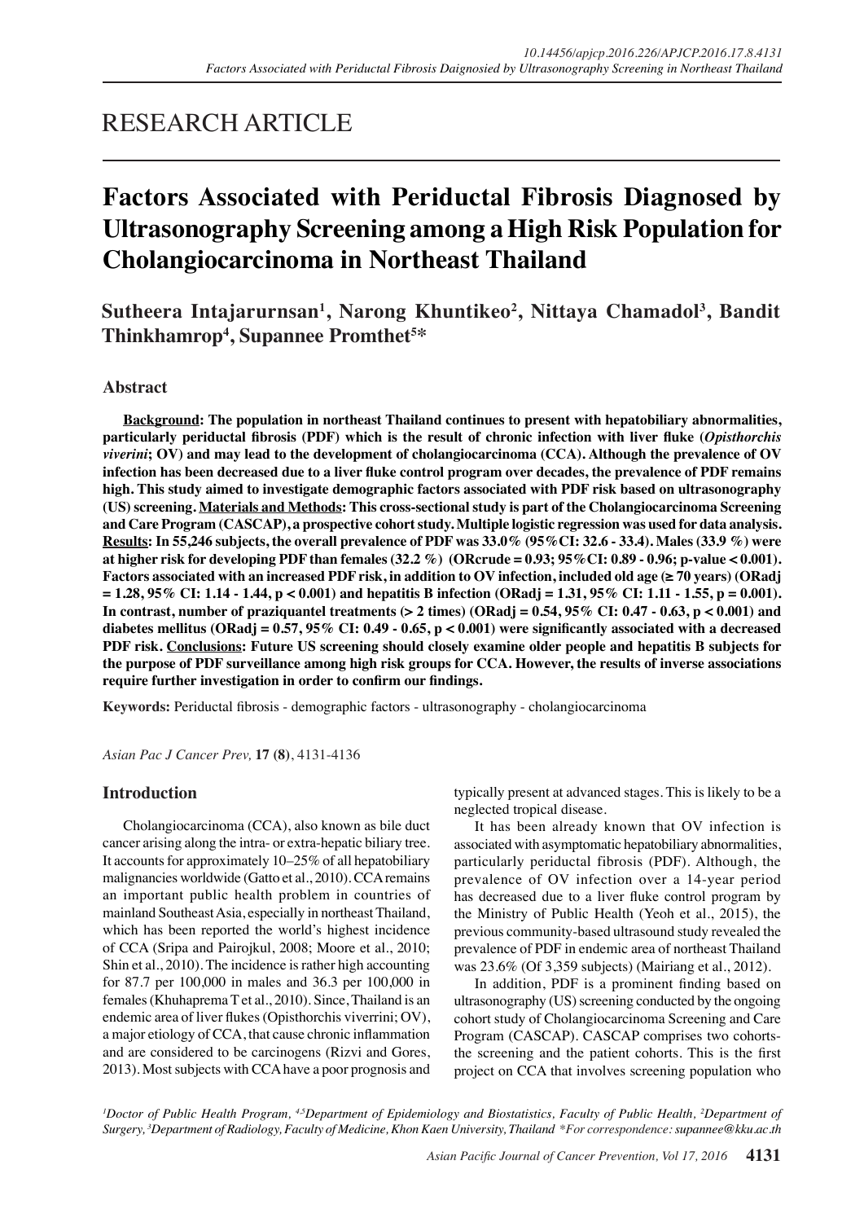RESEARCH ARTICLE

# Factors Associated with Periductal Fibrosis Diagnosed by Ultrasonography Screening among a High Risk Population for Cholangiocarcinoma in Northeast Thailand

**Sutheera Intajarurnsan[1], Narong Khuntikeo[2], Nittaya Chamadol[3], Bandit Thinkhamrop[4], Supannee Promthet[5]***

## Abstract

**Background: The population in northeast Thailand continues to present with hepatobiliary abnormalities, particularly periductal fibrosis (PDF) which is the result of chronic infection with liver fluke (*Opisthorchis viverini*; OV) and may lead to the development of cholangiocarcinoma (CCA). Although the prevalence of OV infection has been decreased due to a liver fluke control program over decades, the prevalence of PDF remains high. This study aimed to investigate demographic factors associated with PDF risk based on ultrasonography (US) screening. Materials and Methods: This cross-sectional study is part of the Cholangiocarcinoma Screening and Care Program (CASCAP), a prospective cohort study. Multiple logistic regression was used for data analysis. Results: In 55,246 subjects, the overall prevalence of PDF was 33.0% (95%CI: 32.6 - 33.4). Males (33.9 %) were at higher risk for developing PDF than females (32.2 %) (ORcrude = 0.93; 95%CI: 0.89 - 0.96; p-value < 0.001). Factors associated with an increased PDF risk, in addition to OV infection, included old age (≥ 70 years) (ORadj = 1.28, 95% CI: 1.14 - 1.44, p < 0.001) and hepatitis B infection (ORadj = 1.31, 95% CI: 1.11 - 1.55, p = 0.001). In contrast, number of praziquantel treatments (> 2 times) (ORadj = 0.54, 95% CI: 0.47 - 0.63, p < 0.001) and diabetes mellitus (ORadj = 0.57, 95% CI: 0.49 - 0.65, p < 0.001) were significantly associated with a decreased PDF risk. Conclusions: Future US screening should closely examine older people and hepatitis B subjects for the purpose of PDF surveillance among high risk groups for CCA. However, the results of inverse associations require further investigation in order to confirm our findings.**

**Keywords:** Periductal fibrosis - demographic factors - ultrasonography - cholangiocarcinoma

*Asian Pac J Cancer Prev,* **17 (8)**, 4131-4136

## Introduction

Cholangiocarcinoma (CCA), also known as bile duct cancer arising along the intra- or extra-hepatic biliary tree. It accounts for approximately 10–25% of all hepatobiliary malignancies worldwide (Gatto et al., 2010). CCA remains an important public health problem in countries of mainland Southeast Asia, especially in northeast Thailand, which has been reported the world's highest incidence of CCA (Sripa and Pairojkul, 2008; Moore et al., 2010; Shin et al., 2010). The incidence is rather high accounting for 87.7 per 100,000 in males and 36.3 per 100,000 in females (Khuhaprema T et al., 2010). Since, Thailand is an endemic area of liver flukes (Opisthorchis viverrini; OV), a major etiology of CCA, that cause chronic inflammation and are considered to be carcinogens (Rizvi and Gores, 2013). Most subjects with CCA have a poor prognosis and typically present at advanced stages. This is likely to be a neglected tropical disease.

It has been already known that OV infection is associated with asymptomatic hepatobiliary abnormalities, particularly periductal fibrosis (PDF). Although, the prevalence of OV infection over a 14-year period has decreased due to a liver fluke control program by the Ministry of Public Health (Yeoh et al., 2015), the previous community-based ultrasound study revealed the prevalence of PDF in endemic area of northeast Thailand was 23.6% (Of 3,359 subjects) (Mairiang et al., 2012).

In addition, PDF is a prominent finding based on ultrasonography (US) screening conducted by the ongoing cohort study of Cholangiocarcinoma Screening and Care Program (CASCAP). CASCAP comprises two cohorts- the screening and the patient cohorts. This is the first project on CCA that involves screening population who

[1]Doctor of Public Health Program, [4,5]Department of Epidemiology and Biostatistics, Faculty of Public Health, [2]Department of Surgery, [3]Department of Radiology, Faculty of Medicine, Khon Kaen University, Thailand *For correspondence: supannee@kku.ac.th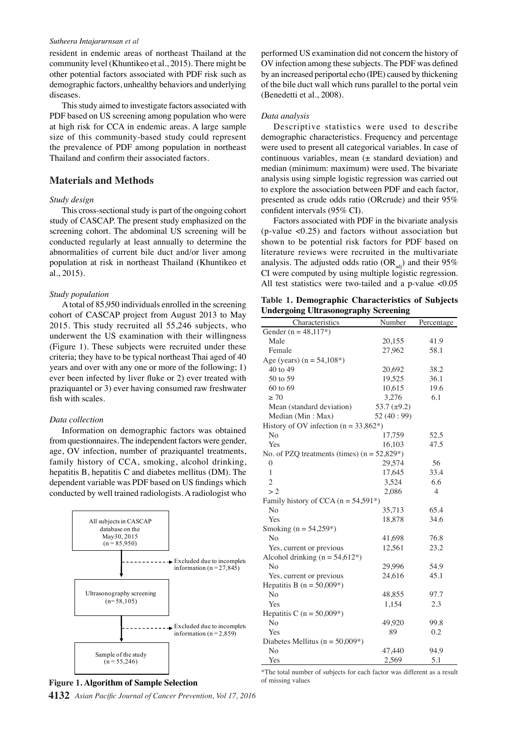resident in endemic areas of northeast Thailand at the community level (Khuntikeo et al., 2015). There might be other potential factors associated with PDF risk such as demographic factors, unhealthy behaviors and underlying diseases.

This study aimed to investigate factors associated with PDF based on US screening among population who were at high risk for CCA in endemic areas. A large sample size of this community-based study could represent the prevalence of PDF among population in northeast Thailand and confirm their associated factors.

## Materials and Methods

### *Study design*

This cross-sectional study is part of the ongoing cohort study of CASCAP. The present study emphasized on the screening cohort. The abdominal US screening will be conducted regularly at least annually to determine the abnormalities of current bile duct and/or liver among population at risk in northeast Thailand (Khuntikeo et al., 2015).

### *Study population*

A total of 85,950 individuals enrolled in the screening cohort of CASCAP project from August 2013 to May 2015. This study recruited all 55,246 subjects, who underwent the US examination with their willingness (Figure 1). These subjects were recruited under these criteria; they have to be typical northeast Thai aged of 40 years and over with any one or more of the following; 1) ever been infected by liver fluke or 2) ever treated with praziquantel or 3) ever having consumed raw freshwater fish with scales.

### *Data collection*

Information on demographic factors was obtained from questionnaires. The independent factors were gender, age, OV infection, number of praziquantel treatments, family history of CCA, smoking, alcohol drinking, hepatitis B, hepatitis C and diabetes mellitus (DM). The dependent variable was PDF based on US findings which conducted by well trained radiologists. A radiologist who performed US examination did not concern the history of OV infection among these subjects. The PDF was defined by an increased periportal echo (IPE) caused by thickening of the bile duct wall which runs parallel to the portal vein (Benedetti et al., 2008).

All subjects in CASCAP database on the May30, 2015 (n = 85,950)
→ Excluded due to incomplete information (n = 27,845)
Ultrasonography screening (n= 58,105)
→ Excluded due to incomplete information (n = 2,859)
Sample of the study (n = 55,246)

**Figure 1. Algorithm of Sample Selection**

### *Data analysis*

Descriptive statistics were used to describe demographic characteristics. Frequency and percentage were used to present all categorical variables. In case of continuous variables, mean (± standard deviation) and median (minimum: maximum) were used. The bivariate analysis using simple logistic regression was carried out to explore the association between PDF and each factor, presented as crude odds ratio (ORcrude) and their 95% confident intervals (95% CI).

Factors associated with PDF in the bivariate analysis (p-value <0.25) and factors without association but shown to be potential risk factors for PDF based on literature reviews were recruited in the multivariate analysis. The adjusted odds ratio ($OR_{adj}$) and their 95% CI were computed by using multiple logistic regression. All test statistics were two-tailed and a p-value <0.05

**Table 1. Demographic Characteristics of Subjects Undergoing Ultrasonography Screening**

| Characteristics | Number | Percentage |
|---|---|---|
| Gender (n = 48,117*) | | |
| Male | 20,155 | 41.9 |
| Female | 27,962 | 58.1 |
| Age (years) (n = 54,108*) | | |
| 40 to 49 | 20,692 | 38.2 |
| 50 to 59 | 19,525 | 36.1 |
| 60 to 69 | 10,615 | 19.6 |
| ≥ 70 | 3,276 | 6.1 |
| Mean (standard deviation) | 53.7 (±9.2) | |
| Median (Min : Max) | 52 (40 : 99) | |
| History of OV infection (n = 33,862*) | | |
| No | 17,759 | 52.5 |
| Yes | 16,103 | 47.5 |
| No. of PZQ treatments (times) (n = 52,829*) | | |
| 0 | 29,574 | 56 |
| 1 | 17,645 | 33.4 |
| 2 | 3,524 | 6.6 |
| > 2 | 2,086 | 4 |
| Family history of CCA (n = 54,591*) | | |
| No | 35,713 | 65.4 |
| Yes | 18,878 | 34.6 |
| Smoking (n = 54,259*) | | |
| No | 41,698 | 76.8 |
| Yes, current or previous | 12,561 | 23.2 |
| Alcohol drinking (n = 54,612*) | | |
| No | 29,996 | 54.9 |
| Yes, current or previous | 24,616 | 45.1 |
| Hepatitis B (n = 50,009*) | | |
| No | 48,855 | 97.7 |
| Yes | 1,154 | 2.3 |
| Hepatitis C (n = 50,009*) | | |
| No | 49,920 | 99.8 |
| Yes | 89 | 0.2 |
| Diabetes Mellitus (n = 50,009*) | | |
| No | 47,440 | 94.9 |
| Yes | 2,569 | 5.1 |

*The total number of subjects for each factor was different as a result of missing values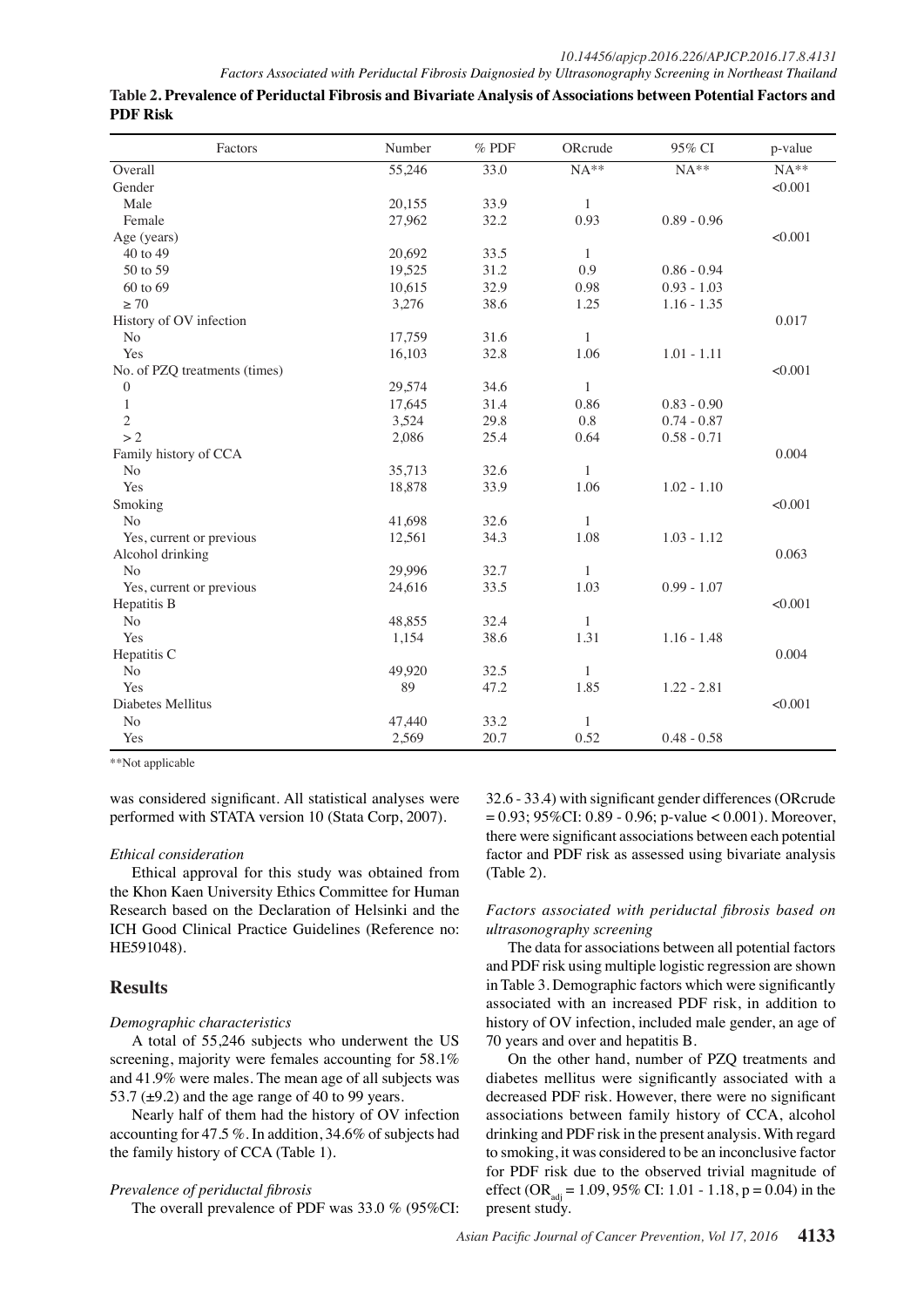**Table 2. Prevalence of Periductal Fibrosis and Bivariate Analysis of Associations between Potential Factors and PDF Risk**

| Factors | Number | % PDF | ORcrude | 95% CI | p-value |
|---|---|---|---|---|---|
| Overall | 55,246 | 33.0 | NA** | NA** | NA** |
| Gender | | | | | <0.001 |
| Male | 20,155 | 33.9 | 1 | | |
| Female | 27,962 | 32.2 | 0.93 | 0.89 - 0.96 | |
| Age (years) | | | | | <0.001 |
| 40 to 49 | 20,692 | 33.5 | 1 | | |
| 50 to 59 | 19,525 | 31.2 | 0.9 | 0.86 - 0.94 | |
| 60 to 69 | 10,615 | 32.9 | 0.98 | 0.93 - 1.03 | |
| ≥ 70 | 3,276 | 38.6 | 1.25 | 1.16 - 1.35 | |
| History of OV infection | | | | | 0.017 |
| No | 17,759 | 31.6 | 1 | | |
| Yes | 16,103 | 32.8 | 1.06 | 1.01 - 1.11 | |
| No. of PZQ treatments (times) | | | | | <0.001 |
| 0 | 29,574 | 34.6 | 1 | | |
| 1 | 17,645 | 31.4 | 0.86 | 0.83 - 0.90 | |
| 2 | 3,524 | 29.8 | 0.8 | 0.74 - 0.87 | |
| > 2 | 2,086 | 25.4 | 0.64 | 0.58 - 0.71 | |
| Family history of CCA | | | | | 0.004 |
| No | 35,713 | 32.6 | 1 | | |
| Yes | 18,878 | 33.9 | 1.06 | 1.02 - 1.10 | |
| Smoking | | | | | <0.001 |
| No | 41,698 | 32.6 | 1 | | |
| Yes, current or previous | 12,561 | 34.3 | 1.08 | 1.03 - 1.12 | |
| Alcohol drinking | | | | | 0.063 |
| No | 29,996 | 32.7 | 1 | | |
| Yes, current or previous | 24,616 | 33.5 | 1.03 | 0.99 - 1.07 | |
| Hepatitis B | | | | | <0.001 |
| No | 48,855 | 32.4 | 1 | | |
| Yes | 1,154 | 38.6 | 1.31 | 1.16 - 1.48 | |
| Hepatitis C | | | | | 0.004 |
| No | 49,920 | 32.5 | 1 | | |
| Yes | 89 | 47.2 | 1.85 | 1.22 - 2.81 | |
| Diabetes Mellitus | | | | | <0.001 |
| No | 47,440 | 33.2 | 1 | | |
| Yes | 2,569 | 20.7 | 0.52 | 0.48 - 0.58 | |

**Not applicable

was considered significant. All statistical analyses were performed with STATA version 10 (Stata Corp, 2007).

*Ethical consideration*

Ethical approval for this study was obtained from the Khon Kaen University Ethics Committee for Human Research based on the Declaration of Helsinki and the ICH Good Clinical Practice Guidelines (Reference no: HE591048).

## Results

*Demographic characteristics*

A total of 55,246 subjects who underwent the US screening, majority were females accounting for 58.1% and 41.9% were males. The mean age of all subjects was 53.7 (±9.2) and the age range of 40 to 99 years.

Nearly half of them had the history of OV infection accounting for 47.5 %. In addition, 34.6% of subjects had the family history of CCA (Table 1).

*Prevalence of periductal fibrosis*

The overall prevalence of PDF was 33.0 % (95%CI: 32.6 - 33.4) with significant gender differences (ORcrude = 0.93; 95%CI: 0.89 - 0.96; p-value < 0.001). Moreover, there were significant associations between each potential factor and PDF risk as assessed using bivariate analysis (Table 2).

*Factors associated with periductal fibrosis based on ultrasonography screening*

The data for associations between all potential factors and PDF risk using multiple logistic regression are shown in Table 3. Demographic factors which were significantly associated with an increased PDF risk, in addition to history of OV infection, included male gender, an age of 70 years and over and hepatitis B.

On the other hand, number of PZQ treatments and diabetes mellitus were significantly associated with a decreased PDF risk. However, there were no significant associations between family history of CCA, alcohol drinking and PDF risk in the present analysis. With regard to smoking, it was considered to be an inconclusive factor for PDF risk due to the observed trivial magnitude of effect ($OR_{adj}$ = 1.09, 95% CI: 1.01 - 1.18, p = 0.04) in the present study.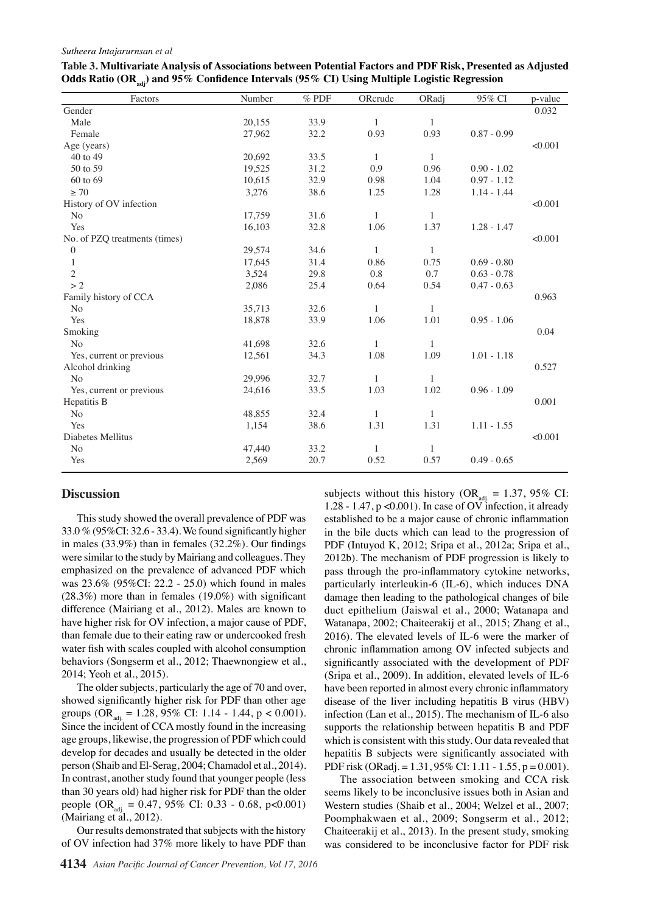**Table 3. Multivariate Analysis of Associations between Potential Factors and PDF Risk, Presented as Adjusted Odds Ratio ($OR_{adj}$) and 95% Confidence Intervals (95% CI) Using Multiple Logistic Regression**

| Factors | Number | % PDF | ORcrude | ORadj | 95% CI | p-value |
|---|---|---|---|---|---|---|
| Gender | | | | | | 0.032 |
| Male | 20,155 | 33.9 | 1 | 1 | | |
| Female | 27,962 | 32.2 | 0.93 | 0.93 | 0.87 - 0.99 | |
| Age (years) | | | | | | <0.001 |
| 40 to 49 | 20,692 | 33.5 | 1 | 1 | | |
| 50 to 59 | 19,525 | 31.2 | 0.9 | 0.96 | 0.90 - 1.02 | |
| 60 to 69 | 10,615 | 32.9 | 0.98 | 1.04 | 0.97 - 1.12 | |
| ≥ 70 | 3,276 | 38.6 | 1.25 | 1.28 | 1.14 - 1.44 | |
| History of OV infection | | | | | | <0.001 |
| No | 17,759 | 31.6 | 1 | 1 | | |
| Yes | 16,103 | 32.8 | 1.06 | 1.37 | 1.28 - 1.47 | |
| No. of PZQ treatments (times) | | | | | | <0.001 |
| 0 | 29,574 | 34.6 | 1 | 1 | | |
| 1 | 17,645 | 31.4 | 0.86 | 0.75 | 0.69 - 0.80 | |
| 2 | 3,524 | 29.8 | 0.8 | 0.7 | 0.63 - 0.78 | |
| > 2 | 2,086 | 25.4 | 0.64 | 0.54 | 0.47 - 0.63 | |
| Family history of CCA | | | | | | 0.963 |
| No | 35,713 | 32.6 | 1 | 1 | | |
| Yes | 18,878 | 33.9 | 1.06 | 1.01 | 0.95 - 1.06 | |
| Smoking | | | | | | 0.04 |
| No | 41,698 | 32.6 | 1 | 1 | | |
| Yes, current or previous | 12,561 | 34.3 | 1.08 | 1.09 | 1.01 - 1.18 | |
| Alcohol drinking | | | | | | 0.527 |
| No | 29,996 | 32.7 | 1 | 1 | | |
| Yes, current or previous | 24,616 | 33.5 | 1.03 | 1.02 | 0.96 - 1.09 | |
| Hepatitis B | | | | | | 0.001 |
| No | 48,855 | 32.4 | 1 | 1 | | |
| Yes | 1,154 | 38.6 | 1.31 | 1.31 | 1.11 - 1.55 | |
| Diabetes Mellitus | | | | | | <0.001 |
| No | 47,440 | 33.2 | 1 | 1 | | |
| Yes | 2,569 | 20.7 | 0.52 | 0.57 | 0.49 - 0.65 | |

## Discussion

This study showed the overall prevalence of PDF was 33.0 % (95%CI: 32.6 - 33.4). We found significantly higher in males (33.9%) than in females (32.2%). Our findings were similar to the study by Mairiang and colleagues. They emphasized on the prevalence of advanced PDF which was 23.6% (95%CI: 22.2 - 25.0) which found in males (28.3%) more than in females (19.0%) with significant difference (Mairiang et al., 2012). Males are known to have higher risk for OV infection, a major cause of PDF, than female due to their eating raw or undercooked fresh water fish with scales coupled with alcohol consumption behaviors (Songserm et al., 2012; Thaewnongiew et al., 2014; Yeoh et al., 2015).

The older subjects, particularly the age of 70 and over, showed significantly higher risk for PDF than other age groups ($OR_{adj.}$ = 1.28, 95% CI: 1.14 - 1.44, p < 0.001). Since the incident of CCA mostly found in the increasing age groups, likewise, the progression of PDF which could develop for decades and usually be detected in the older person (Shaib and El-Serag, 2004; Chamadol et al., 2014). In contrast, another study found that younger people (less than 30 years old) had higher risk for PDF than the older people ($OR_{adj.}$ = 0.47, 95% CI: 0.33 - 0.68, p<0.001) (Mairiang et al., 2012).

Our results demonstrated that subjects with the history of OV infection had 37% more likely to have PDF than subjects without this history ($OR_{adj.}$ = 1.37, 95% CI: 1.28 - 1.47, p <0.001). In case of OV infection, it already established to be a major cause of chronic inflammation in the bile ducts which can lead to the progression of PDF (Intuyod K, 2012; Sripa et al., 2012a; Sripa et al., 2012b). The mechanism of PDF progression is likely to pass through the pro-inflammatory cytokine networks, particularly interleukin-6 (IL-6), which induces DNA damage then leading to the pathological changes of bile duct epithelium (Jaiswal et al., 2000; Watanapa and Watanapa, 2002; Chaiteerakij et al., 2015; Zhang et al., 2016). The elevated levels of IL-6 were the marker of chronic inflammation among OV infected subjects and significantly associated with the development of PDF (Sripa et al., 2009). In addition, elevated levels of IL-6 have been reported in almost every chronic inflammatory disease of the liver including hepatitis B virus (HBV) infection (Lan et al., 2015). The mechanism of IL-6 also supports the relationship between hepatitis B and PDF which is consistent with this study. Our data revealed that hepatitis B subjects were significantly associated with PDF risk (ORadj. = 1.31, 95% CI: 1.11 - 1.55, p = 0.001).

The association between smoking and CCA risk seems likely to be inconclusive issues both in Asian and Western studies (Shaib et al., 2004; Welzel et al., 2007; Poomphakwaen et al., 2009; Songserm et al., 2012; Chaiteerakij et al., 2013). In the present study, smoking was considered to be inconclusive factor for PDF risk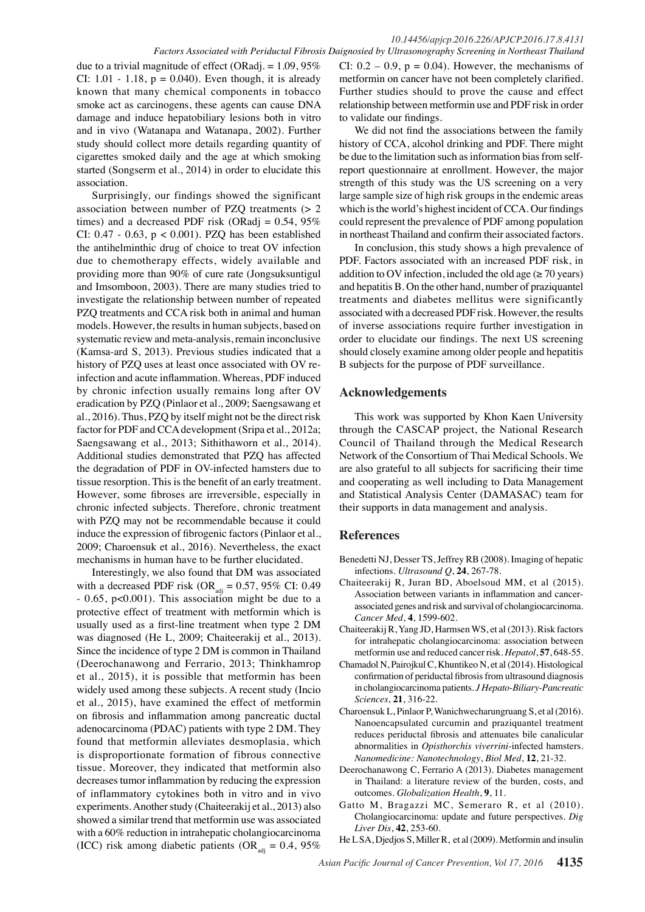due to a trivial magnitude of effect (ORadj. = 1.09, 95% CI: 1.01 - 1.18, p = 0.040). Even though, it is already known that many chemical components in tobacco smoke act as carcinogens, these agents can cause DNA damage and induce hepatobiliary lesions both in vitro and in vivo (Watanapa and Watanapa, 2002). Further study should collect more details regarding quantity of cigarettes smoked daily and the age at which smoking started (Songserm et al., 2014) in order to elucidate this association.

Surprisingly, our findings showed the significant association between number of PZQ treatments (> 2 times) and a decreased PDF risk (ORadj = 0.54, 95% CI: 0.47 - 0.63, p < 0.001). PZQ has been established the antihelminthic drug of choice to treat OV infection due to chemotherapy effects, widely available and providing more than 90% of cure rate (Jongsuksuntigul and Imsomboon, 2003). There are many studies tried to investigate the relationship between number of repeated PZQ treatments and CCA risk both in animal and human models. However, the results in human subjects, based on systematic review and meta-analysis, remain inconclusive (Kamsa-ard S, 2013). Previous studies indicated that a history of PZQ uses at least once associated with OV re-infection and acute inflammation. Whereas, PDF induced by chronic infection usually remains long after OV eradication by PZQ (Pinlaor et al., 2009; Saengsawang et al., 2016). Thus, PZQ by itself might not be the direct risk factor for PDF and CCA development (Sripa et al., 2012a; Saengsawang et al., 2013; Sithithaworn et al., 2014). Additional studies demonstrated that PZQ has affected the degradation of PDF in OV-infected hamsters due to tissue resorption. This is the benefit of an early treatment. However, some fibroses are irreversible, especially in chronic infected subjects. Therefore, chronic treatment with PZQ may not be recommendable because it could induce the expression of fibrogenic factors (Pinlaor et al., 2009; Charoensuk et al., 2016). Nevertheless, the exact mechanisms in human have to be further elucidated.

Interestingly, we also found that DM was associated with a decreased PDF risk ($OR_{adj}$ = 0.57, 95% CI: 0.49 - 0.65, p<0.001). This association might be due to a protective effect of treatment with metformin which is usually used as a first-line treatment when type 2 DM was diagnosed (He L, 2009; Chaiteerakij et al., 2013). Since the incidence of type 2 DM is common in Thailand (Deerochanawong and Ferrario, 2013; Thinkhamrop et al., 2015), it is possible that metformin has been widely used among these subjects. A recent study (Incio et al., 2015), have examined the effect of metformin on fibrosis and inflammation among pancreatic ductal adenocarcinoma (PDAC) patients with type 2 DM. They found that metformin alleviates desmoplasia, which is disproportionate formation of fibrous connective tissue. Moreover, they indicated that metformin also decreases tumor inflammation by reducing the expression of inflammatory cytokines both in vitro and in vivo experiments. Another study (Chaiteerakij et al., 2013) also showed a similar trend that metformin use was associated with a 60% reduction in intrahepatic cholangiocarcinoma (ICC) risk among diabetic patients ($OR_{adj}$ = 0.4, 95% CI: 0.2 – 0.9, p = 0.04). However, the mechanisms of metformin on cancer have not been completely clarified. Further studies should to prove the cause and effect relationship between metformin use and PDF risk in order to validate our findings.

We did not find the associations between the family history of CCA, alcohol drinking and PDF. There might be due to the limitation such as information bias from self-report questionnaire at enrollment. However, the major strength of this study was the US screening on a very large sample size of high risk groups in the endemic areas which is the world's highest incident of CCA. Our findings could represent the prevalence of PDF among population in northeast Thailand and confirm their associated factors.

In conclusion, this study shows a high prevalence of PDF. Factors associated with an increased PDF risk, in addition to OV infection, included the old age (≥ 70 years) and hepatitis B. On the other hand, number of praziquantel treatments and diabetes mellitus were significantly associated with a decreased PDF risk. However, the results of inverse associations require further investigation in order to elucidate our findings. The next US screening should closely examine among older people and hepatitis B subjects for the purpose of PDF surveillance.

## Acknowledgements

This work was supported by Khon Kaen University through the CASCAP project, the National Research Council of Thailand through the Medical Research Network of the Consortium of Thai Medical Schools. We are also grateful to all subjects for sacrificing their time and cooperating as well including to Data Management and Statistical Analysis Center (DAMASAC) team for their supports in data management and analysis.

## References

Benedetti NJ, Desser TS, Jeffrey RB (2008). Imaging of hepatic infections. *Ultrasound Q*, **24**, 267-78.

Chaiteerakij R, Juran BD, Aboelsoud MM, et al (2015). Association between variants in inflammation and cancer-associated genes and risk and survival of cholangiocarcinoma. *Cancer Med*, **4**, 1599-602.

Chaiteerakij R, Yang JD, Harmsen WS, et al (2013). Risk factors for intrahepatic cholangiocarcinoma: association between metformin use and reduced cancer risk. *Hepatol*, **57**, 648-55.

Chamadol N, Pairojkul C, Khuntikeo N, et al (2014). Histological confirmation of periductal fibrosis from ultrasound diagnosis in cholangiocarcinoma patients. *J Hepato-Biliary-Pancreatic Sciences*, **21**, 316-22.

Charoensuk L, Pinlaor P, Wanichwecharungruang S, et al (2016). Nanoencapsulated curcumin and praziquantel treatment reduces periductal fibrosis and attenuates bile canalicular abnormalities in *Opisthorchis viverrini*-infected hamsters. *Nanomedicine: Nanotechnology*, *Biol Med*, **12**, 21-32.

Deerochanawong C, Ferrario A (2013). Diabetes management in Thailand: a literature review of the burden, costs, and outcomes. *Globalization Health*, **9**, 11.

Gatto M, Bragazzi MC, Semeraro R, et al (2010). Cholangiocarcinoma: update and future perspectives. *Dig Liver Dis*, **42**, 253-60.

He L SA, Djedjos S, Miller R, et al (2009). Metformin and insulin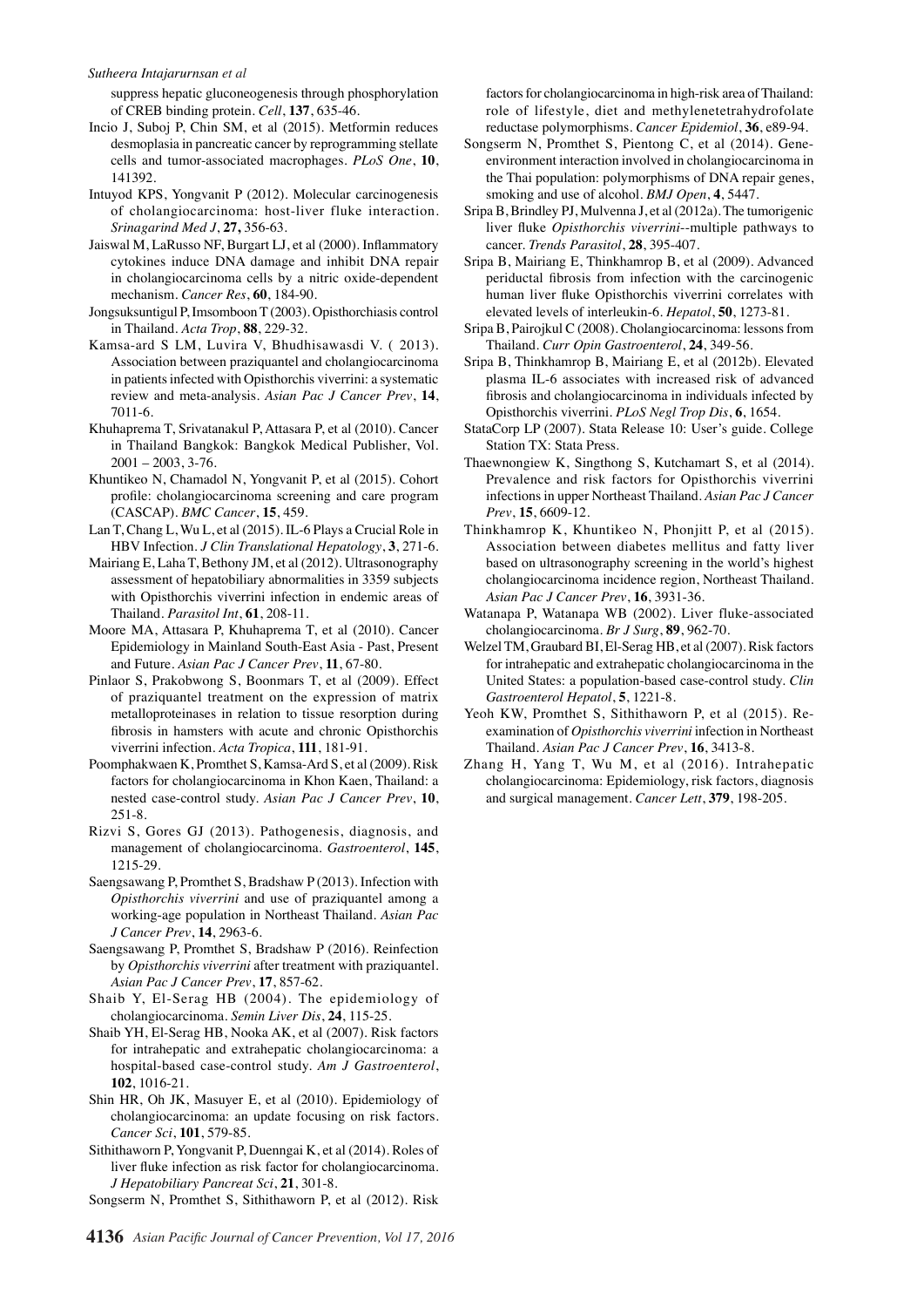suppress hepatic gluconeogenesis through phosphorylation of CREB binding protein. *Cell*, **137**, 635-46.

Incio J, Suboj P, Chin SM, et al (2015). Metformin reduces desmoplasia in pancreatic cancer by reprogramming stellate cells and tumor-associated macrophages. *PLoS One*, **10**, 141392.

Intuyod KPS, Yongvanit P (2012). Molecular carcinogenesis of cholangiocarcinoma: host-liver fluke interaction. *Srinagarind Med J*, **27,** 356-63.

Jaiswal M, LaRusso NF, Burgart LJ, et al (2000). Inflammatory cytokines induce DNA damage and inhibit DNA repair in cholangiocarcinoma cells by a nitric oxide-dependent mechanism. *Cancer Res*, **60**, 184-90.

Jongsuksuntigul P, Imsomboon T (2003). Opisthorchiasis control in Thailand. *Acta Trop*, **88**, 229-32.

Kamsa-ard S LM, Luvira V, Bhudhisawasdi V. ( 2013). Association between praziquantel and cholangiocarcinoma in patients infected with Opisthorchis viverrini: a systematic review and meta-analysis. *Asian Pac J Cancer Prev*, **14**, 7011-6.

Khuhaprema T, Srivatanakul P, Attasara P, et al (2010). Cancer in Thailand Bangkok: Bangkok Medical Publisher, Vol. 2001 – 2003, 3-76.

Khuntikeo N, Chamadol N, Yongvanit P, et al (2015). Cohort profile: cholangiocarcinoma screening and care program (CASCAP). *BMC Cancer*, **15**, 459.

Lan T, Chang L, Wu L, et al (2015). IL-6 Plays a Crucial Role in HBV Infection. *J Clin Translational Hepatology*, **3**, 271-6.

Mairiang E, Laha T, Bethony JM, et al (2012). Ultrasonography assessment of hepatobiliary abnormalities in 3359 subjects with Opisthorchis viverrini infection in endemic areas of Thailand. *Parasitol Int*, **61**, 208-11.

Moore MA, Attasara P, Khuhaprema T, et al (2010). Cancer Epidemiology in Mainland South-East Asia - Past, Present and Future. *Asian Pac J Cancer Prev*, **11**, 67-80.

Pinlaor S, Prakobwong S, Boonmars T, et al (2009). Effect of praziquantel treatment on the expression of matrix metalloproteinases in relation to tissue resorption during fibrosis in hamsters with acute and chronic Opisthorchis viverrini infection. *Acta Tropica*, **111**, 181-91.

Poomphakwaen K, Promthet S, Kamsa-Ard S, et al (2009). Risk factors for cholangiocarcinoma in Khon Kaen, Thailand: a nested case-control study. *Asian Pac J Cancer Prev*, **10**, 251-8.

Rizvi S, Gores GJ (2013). Pathogenesis, diagnosis, and management of cholangiocarcinoma. *Gastroenterol*, **145**, 1215-29.

Saengsawang P, Promthet S, Bradshaw P (2013). Infection with *Opisthorchis viverrini* and use of praziquantel among a working-age population in Northeast Thailand. *Asian Pac J Cancer Prev*, **14**, 2963-6.

Saengsawang P, Promthet S, Bradshaw P (2016). Reinfection by *Opisthorchis viverrini* after treatment with praziquantel. *Asian Pac J Cancer Prev*, **17**, 857-62.

Shaib Y, El-Serag HB (2004). The epidemiology of cholangiocarcinoma. *Semin Liver Dis*, **24**, 115-25.

Shaib YH, El-Serag HB, Nooka AK, et al (2007). Risk factors for intrahepatic and extrahepatic cholangiocarcinoma: a hospital-based case-control study. *Am J Gastroenterol*, **102**, 1016-21.

Shin HR, Oh JK, Masuyer E, et al (2010). Epidemiology of cholangiocarcinoma: an update focusing on risk factors. *Cancer Sci*, **101**, 579-85.

Sithithaworn P, Yongvanit P, Duenngai K, et al (2014). Roles of liver fluke infection as risk factor for cholangiocarcinoma. *J Hepatobiliary Pancreat Sci*, **21**, 301-8.

Songserm N, Promthet S, Sithithaworn P, et al (2012). Risk factors for cholangiocarcinoma in high-risk area of Thailand: role of lifestyle, diet and methylenetetrahydrofolate reductase polymorphisms. *Cancer Epidemiol*, **36**, e89-94.

Songserm N, Promthet S, Pientong C, et al (2014). Gene-environment interaction involved in cholangiocarcinoma in the Thai population: polymorphisms of DNA repair genes, smoking and use of alcohol. *BMJ Open*, **4**, 5447.

Sripa B, Brindley PJ, Mulvenna J, et al (2012a). The tumorigenic liver fluke *Opisthorchis viverrini*--multiple pathways to cancer. *Trends Parasitol*, **28**, 395-407.

Sripa B, Mairiang E, Thinkhamrop B, et al (2009). Advanced periductal fibrosis from infection with the carcinogenic human liver fluke Opisthorchis viverrini correlates with elevated levels of interleukin-6. *Hepatol*, **50**, 1273-81.

Sripa B, Pairojkul C (2008). Cholangiocarcinoma: lessons from Thailand. *Curr Opin Gastroenterol*, **24**, 349-56.

Sripa B, Thinkhamrop B, Mairiang E, et al (2012b). Elevated plasma IL-6 associates with increased risk of advanced fibrosis and cholangiocarcinoma in individuals infected by Opisthorchis viverrini. *PLoS Negl Trop Dis*, **6**, 1654.

StataCorp LP (2007). Stata Release 10: User's guide. College Station TX: Stata Press.

Thaewnongiew K, Singthong S, Kutchamart S, et al (2014). Prevalence and risk factors for Opisthorchis viverrini infections in upper Northeast Thailand. *Asian Pac J Cancer Prev*, **15**, 6609-12.

Thinkhamrop K, Khuntikeo N, Phonjitt P, et al (2015). Association between diabetes mellitus and fatty liver based on ultrasonography screening in the world's highest cholangiocarcinoma incidence region, Northeast Thailand. *Asian Pac J Cancer Prev*, **16**, 3931-36.

Watanapa P, Watanapa WB (2002). Liver fluke-associated cholangiocarcinoma. *Br J Surg*, **89**, 962-70.

Welzel TM, Graubard BI, El-Serag HB, et al (2007). Risk factors for intrahepatic and extrahepatic cholangiocarcinoma in the United States: a population-based case-control study. *Clin Gastroenterol Hepatol*, **5**, 1221-8.

Yeoh KW, Promthet S, Sithithaworn P, et al (2015). Re-examination of *Opisthorchis viverrini* infection in Northeast Thailand. *Asian Pac J Cancer Prev*, **16**, 3413-8.

Zhang H, Yang T, Wu M, et al (2016). Intrahepatic cholangiocarcinoma: Epidemiology, risk factors, diagnosis and surgical management. *Cancer Lett*, **379**, 198-205.